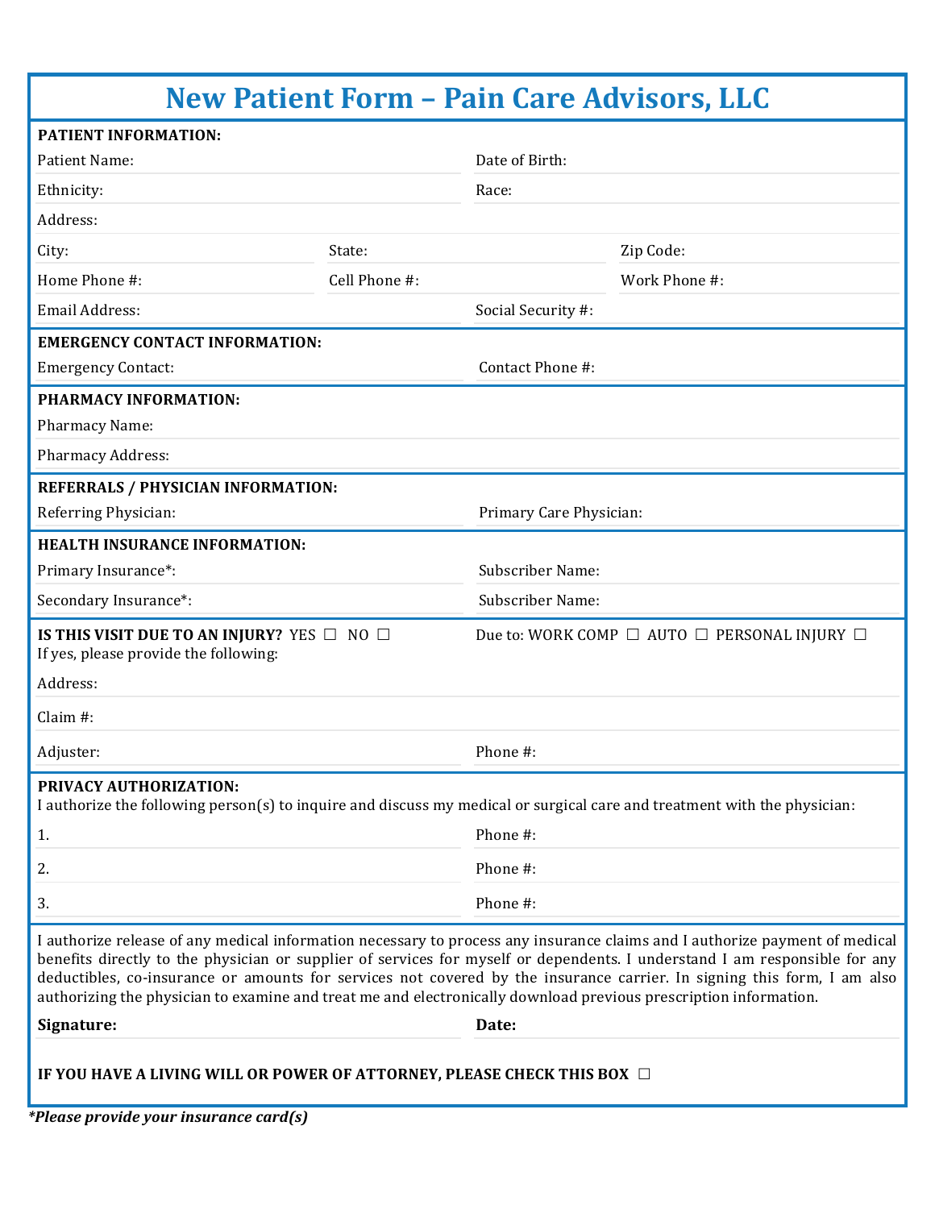# New Patient Form – Pain Care Advisors, LLC

**PATIENT INFORMATION:**

Patient Name: 

Date of Birth: 

Ethnicity: 

Race: 

Address: 

City: 

State: 

Zip Code: 

Home Phone #: 

Cell Phone #: 

Work Phone #: 

Email Address: 

Social Security #: 

**EMERGENCY CONTACT INFORMATION:**

Emergency Contact: 

Contact Phone #: 

**PHARMACY INFORMATION:**

Pharmacy Name: 

Pharmacy Address: 

**REFERRALS / PHYSICIAN INFORMATION:**

Referring Physician: 

Primary Care Physician: 

**HEALTH INSURANCE INFORMATION:**

Primary Insurance*: 

Subscriber Name: 

Secondary Insurance*: 

Subscriber Name: 

**IS THIS VISIT DUE TO AN INJURY?** YES ☐ NO ☐

Due to: WORK COMP ☐ AUTO ☐ PERSONAL INJURY ☐

If yes, please provide the following:

Address: 

Claim #: 

Adjuster: 

Phone #: 

**PRIVACY AUTHORIZATION:**

I authorize the following person(s) to inquire and discuss my medical or surgical care and treatment with the physician:

1. Phone #: 
2. Phone #: 
3. Phone #: 

I authorize release of any medical information necessary to process any insurance claims and I authorize payment of medical benefits directly to the physician or supplier of services for myself or dependents. I understand I am responsible for any deductibles, co-insurance or amounts for services not covered by the insurance carrier. In signing this form, I am also authorizing the physician to examine and treat me and electronically download previous prescription information.

**Signature:** 

**Date:** 

**IF YOU HAVE A LIVING WILL OR POWER OF ATTORNEY, PLEASE CHECK THIS BOX** ☐

***Please provide your insurance card(s)***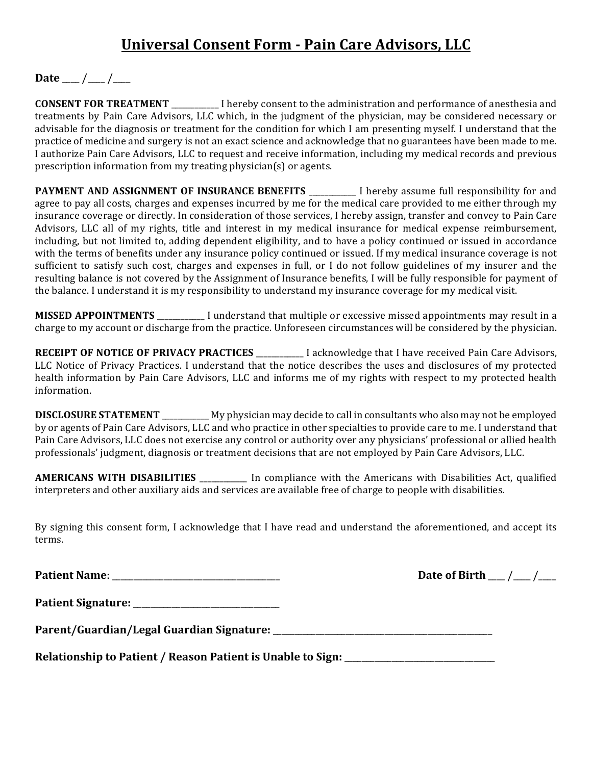# Universal Consent Form - Pain Care Advisors, LLC

**Date** ___ /___ /___

**CONSENT FOR TREATMENT** ___________ I hereby consent to the administration and performance of anesthesia and treatments by Pain Care Advisors, LLC which, in the judgment of the physician, may be considered necessary or advisable for the diagnosis or treatment for the condition for which I am presenting myself. I understand that the practice of medicine and surgery is not an exact science and acknowledge that no guarantees have been made to me. I authorize Pain Care Advisors, LLC to request and receive information, including my medical records and previous prescription information from my treating physician(s) or agents.

**PAYMENT AND ASSIGNMENT OF INSURANCE BENEFITS** ___________ I hereby assume full responsibility for and agree to pay all costs, charges and expenses incurred by me for the medical care provided to me either through my insurance coverage or directly. In consideration of those services, I hereby assign, transfer and convey to Pain Care Advisors, LLC all of my rights, title and interest in my medical insurance for medical expense reimbursement, including, but not limited to, adding dependent eligibility, and to have a policy continued or issued in accordance with the terms of benefits under any insurance policy continued or issued. If my medical insurance coverage is not sufficient to satisfy such cost, charges and expenses in full, or I do not follow guidelines of my insurer and the resulting balance is not covered by the Assignment of Insurance benefits, I will be fully responsible for payment of the balance. I understand it is my responsibility to understand my insurance coverage for my medical visit.

**MISSED APPOINTMENTS** ___________ I understand that multiple or excessive missed appointments may result in a charge to my account or discharge from the practice. Unforeseen circumstances will be considered by the physician.

**RECEIPT OF NOTICE OF PRIVACY PRACTICES** ___________ I acknowledge that I have received Pain Care Advisors, LLC Notice of Privacy Practices. I understand that the notice describes the uses and disclosures of my protected health information by Pain Care Advisors, LLC and informs me of my rights with respect to my protected health information.

**DISCLOSURE STATEMENT** ___________ My physician may decide to call in consultants who also may not be employed by or agents of Pain Care Advisors, LLC and who practice in other specialties to provide care to me. I understand that Pain Care Advisors, LLC does not exercise any control or authority over any physicians' professional or allied health professionals' judgment, diagnosis or treatment decisions that are not employed by Pain Care Advisors, LLC.

**AMERICANS WITH DISABILITIES** ___________ In compliance with the Americans with Disabilities Act, qualified interpreters and other auxiliary aids and services are available free of charge to people with disabilities.

By signing this consent form, I acknowledge that I have read and understand the aforementioned, and accept its terms.

**Patient Name**: ____________________________________ **Date of Birth** ___ /___ /___

**Patient Signature:** ______________________________

**Parent/Guardian/Legal Guardian Signature:** ______________________________________________

**Relationship to Patient / Reason Patient is Unable to Sign:** ______________________________